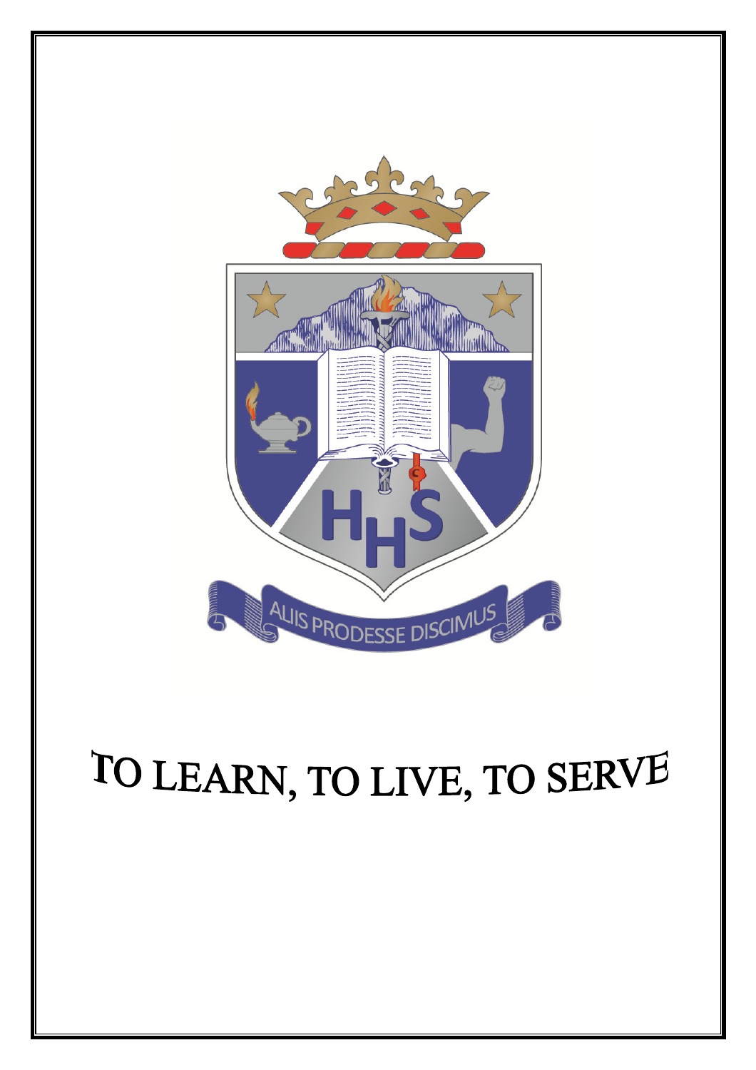HHS

ALIIS PRODESSE DISCIMUS

# TO LEARN, TO LIVE, TO SERVE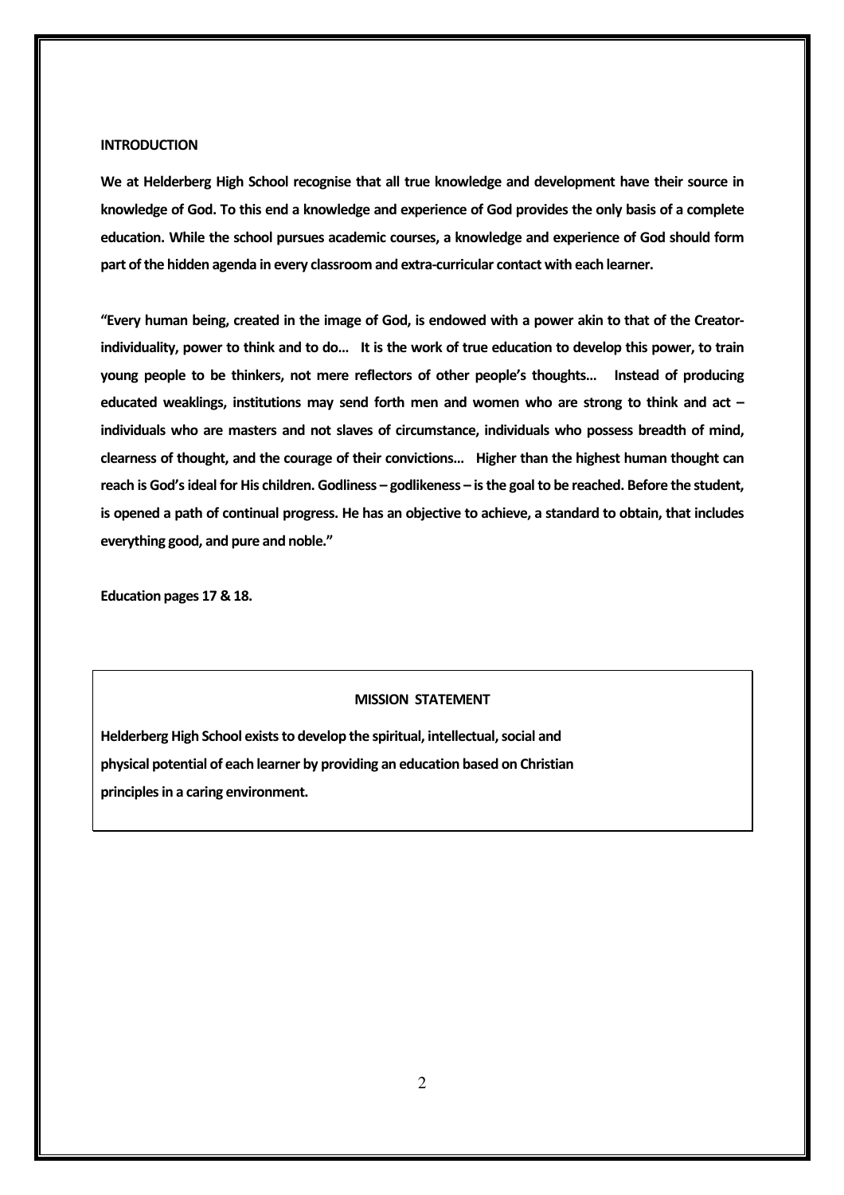## INTRODUCTION

**We at Helderberg High School recognise that all true knowledge and development have their source in knowledge of God. To this end a knowledge and experience of God provides the only basis of a complete education. While the school pursues academic courses, a knowledge and experience of God should form part of the hidden agenda in every classroom and extra-curricular contact with each learner.**

**"Every human being, created in the image of God, is endowed with a power akin to that of the Creator-individuality, power to think and to do… It is the work of true education to develop this power, to train young people to be thinkers, not mere reflectors of other people's thoughts… Instead of producing educated weaklings, institutions may send forth men and women who are strong to think and act – individuals who are masters and not slaves of circumstance, individuals who possess breadth of mind, clearness of thought, and the courage of their convictions… Higher than the highest human thought can reach is God's ideal for His children. Godliness – godlikeness – is the goal to be reached. Before the student, is opened a path of continual progress. He has an objective to achieve, a standard to obtain, that includes everything good, and pure and noble."**

**Education pages 17 & 18.**

### MISSION STATEMENT

**Helderberg High School exists to develop the spiritual, intellectual, social and physical potential of each learner by providing an education based on Christian principles in a caring environment.**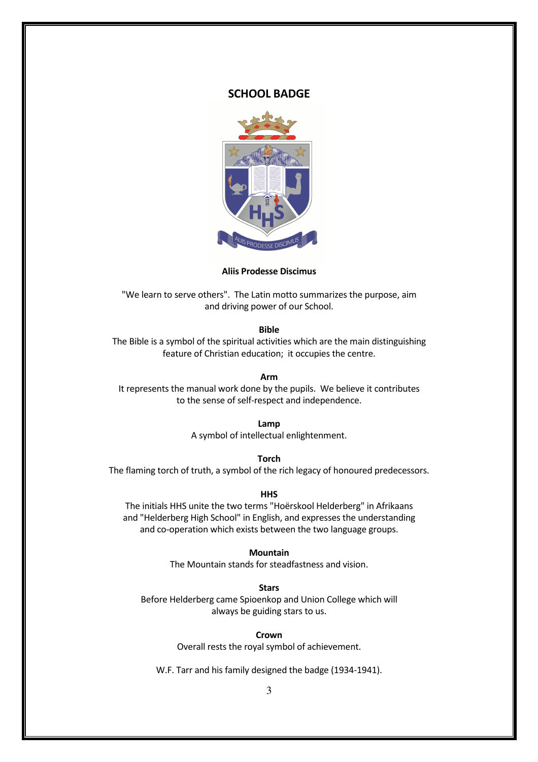## SCHOOL BADGE

**Aliis Prodesse Discimus**

"We learn to serve others". The Latin motto summarizes the purpose, aim and driving power of our School.

**Bible**

The Bible is a symbol of the spiritual activities which are the main distinguishing feature of Christian education; it occupies the centre.

**Arm**

It represents the manual work done by the pupils. We believe it contributes to the sense of self-respect and independence.

**Lamp**

A symbol of intellectual enlightenment.

**Torch**

The flaming torch of truth, a symbol of the rich legacy of honoured predecessors.

**HHS**

The initials HHS unite the two terms "Hoërskool Helderberg" in Afrikaans and "Helderberg High School" in English, and expresses the understanding and co-operation which exists between the two language groups.

**Mountain**

The Mountain stands for steadfastness and vision.

**Stars**

Before Helderberg came Spioenkop and Union College which will always be guiding stars to us.

**Crown**

Overall rests the royal symbol of achievement.

W.F. Tarr and his family designed the badge (1934-1941).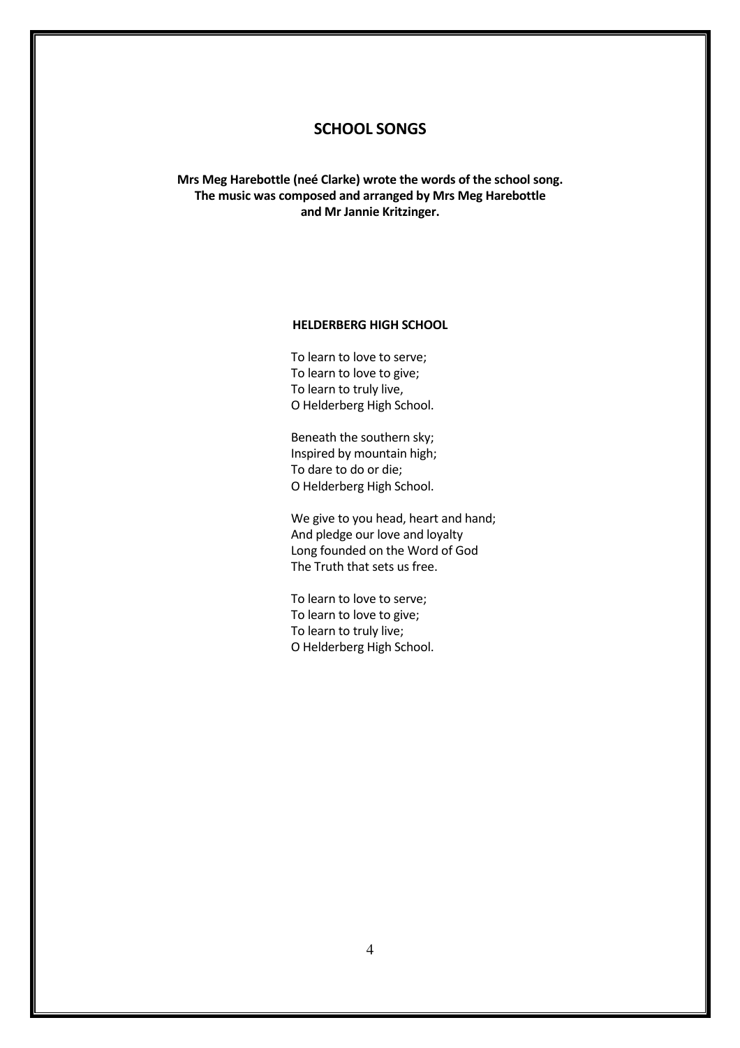# SCHOOL SONGS

**Mrs Meg Harebottle (neé Clarke) wrote the words of the school song.**
**The music was composed and arranged by Mrs Meg Harebottle**
**and Mr Jannie Kritzinger.**

## HELDERBERG HIGH SCHOOL

To learn to love to serve;
To learn to love to give;
To learn to truly live,
O Helderberg High School.

Beneath the southern sky;
Inspired by mountain high;
To dare to do or die;
O Helderberg High School.

We give to you head, heart and hand;
And pledge our love and loyalty
Long founded on the Word of God
The Truth that sets us free.

To learn to love to serve;
To learn to love to give;
To learn to truly live;
O Helderberg High School.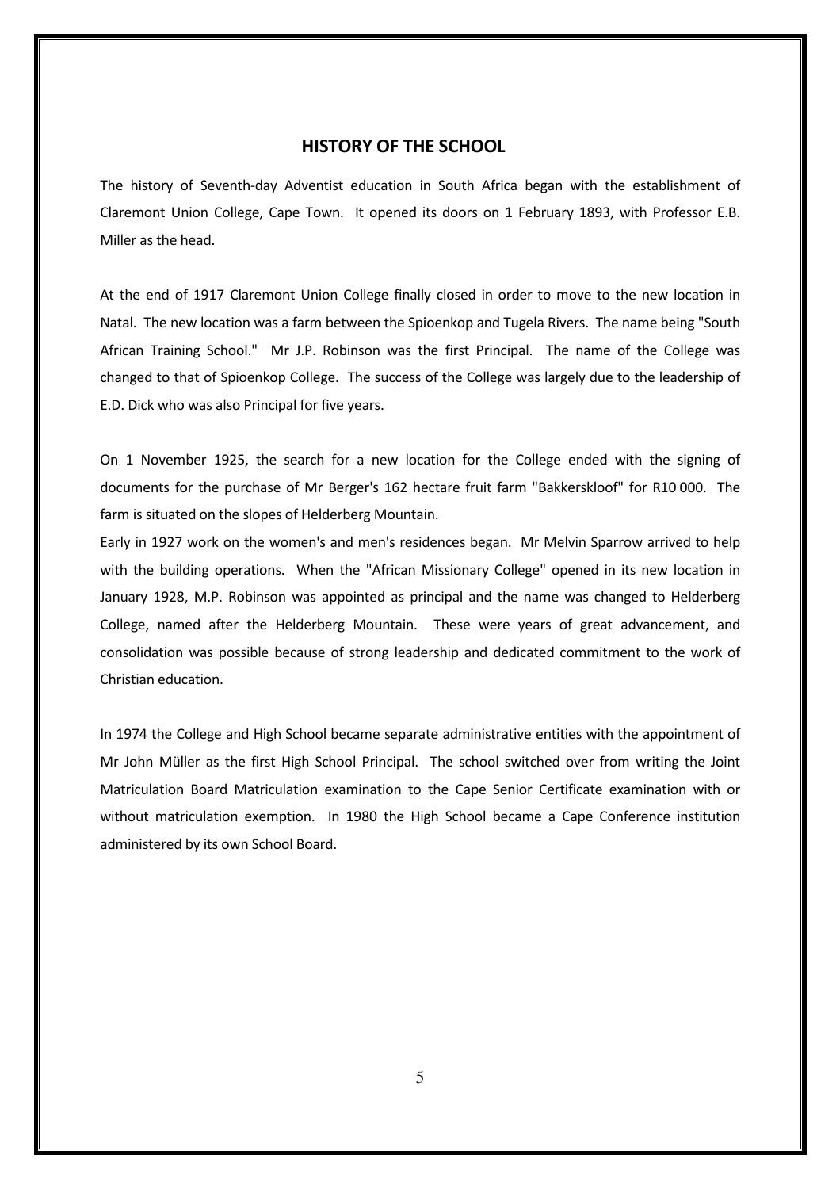## HISTORY OF THE SCHOOL

The history of Seventh-day Adventist education in South Africa began with the establishment of Claremont Union College, Cape Town. It opened its doors on 1 February 1893, with Professor E.B. Miller as the head.

At the end of 1917 Claremont Union College finally closed in order to move to the new location in Natal. The new location was a farm between the Spioenkop and Tugela Rivers. The name being "South African Training School." Mr J.P. Robinson was the first Principal. The name of the College was changed to that of Spioenkop College. The success of the College was largely due to the leadership of E.D. Dick who was also Principal for five years.

On 1 November 1925, the search for a new location for the College ended with the signing of documents for the purchase of Mr Berger's 162 hectare fruit farm "Bakkerskloof" for R10 000. The farm is situated on the slopes of Helderberg Mountain.

Early in 1927 work on the women's and men's residences began. Mr Melvin Sparrow arrived to help with the building operations. When the "African Missionary College" opened in its new location in January 1928, M.P. Robinson was appointed as principal and the name was changed to Helderberg College, named after the Helderberg Mountain. These were years of great advancement, and consolidation was possible because of strong leadership and dedicated commitment to the work of Christian education.

In 1974 the College and High School became separate administrative entities with the appointment of Mr John Müller as the first High School Principal. The school switched over from writing the Joint Matriculation Board Matriculation examination to the Cape Senior Certificate examination with or without matriculation exemption. In 1980 the High School became a Cape Conference institution administered by its own School Board.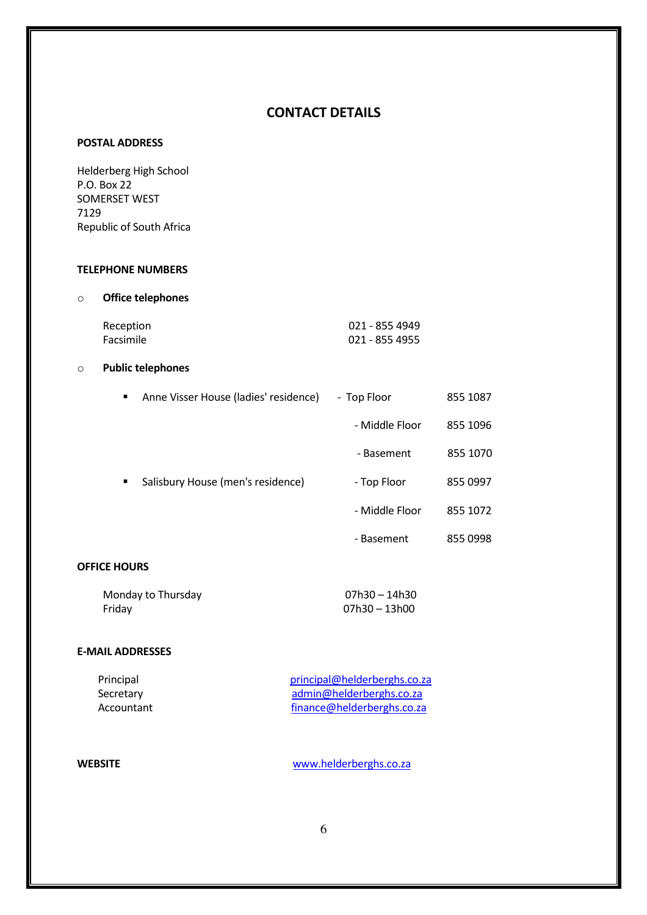# CONTACT DETAILS

**POSTAL ADDRESS**

Helderberg High School
P.O. Box 22
SOMERSET WEST
7129
Republic of South Africa

**TELEPHONE NUMBERS**

- **Office telephones**

| | |
|---|---|
| Reception | 021 - 855 4949 |
| Facsimile | 021 - 855 4955 |

- **Public telephones**

| | | |
|---|---|---|
| Anne Visser House (ladies' residence) | - Top Floor | 855 1087 |
| | - Middle Floor | 855 1096 |
| | - Basement | 855 1070 |
| Salisbury House (men's residence) | - Top Floor | 855 0997 |
| | - Middle Floor | 855 1072 |
| | - Basement | 855 0998 |

**OFFICE HOURS**

| | |
|---|---|
| Monday to Thursday | 07h30 – 14h30 |
| Friday | 07h30 – 13h00 |

**E-MAIL ADDRESSES**

| | |
|---|---|
| Principal | principal@helderberghs.co.za |
| Secretary | admin@helderberghs.co.za |
| Accountant | finance@helderberghs.co.za |

**WEBSITE** www.helderberghs.co.za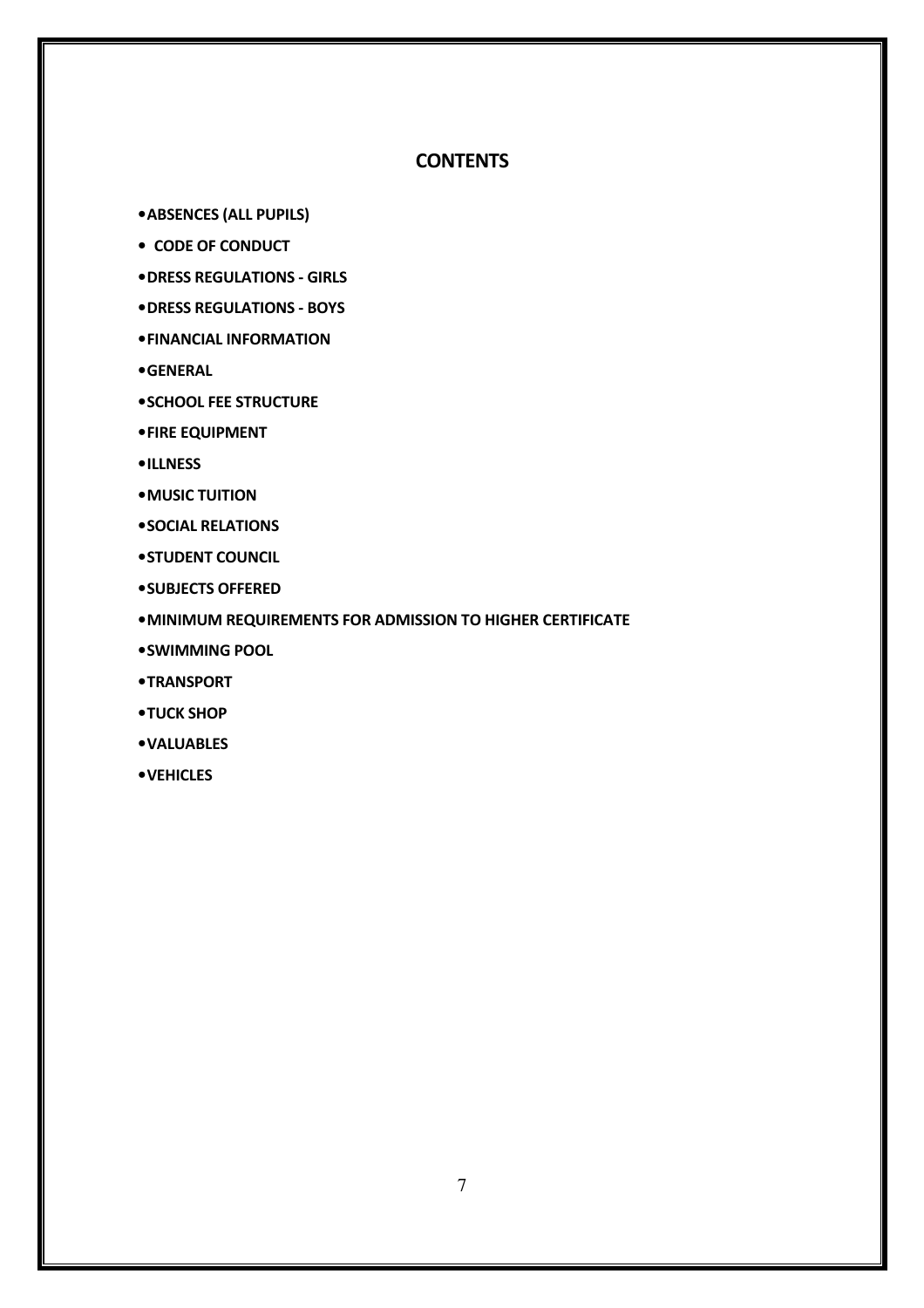## CONTENTS

- **ABSENCES (ALL PUPILS)**
- **CODE OF CONDUCT**
- **DRESS REGULATIONS - GIRLS**
- **DRESS REGULATIONS - BOYS**
- **FINANCIAL INFORMATION**
- **GENERAL**
- **SCHOOL FEE STRUCTURE**
- **FIRE EQUIPMENT**
- **ILLNESS**
- **MUSIC TUITION**
- **SOCIAL RELATIONS**
- **STUDENT COUNCIL**
- **SUBJECTS OFFERED**
- **MINIMUM REQUIREMENTS FOR ADMISSION TO HIGHER CERTIFICATE**
- **SWIMMING POOL**
- **TRANSPORT**
- **TUCK SHOP**
- **VALUABLES**
- **VEHICLES**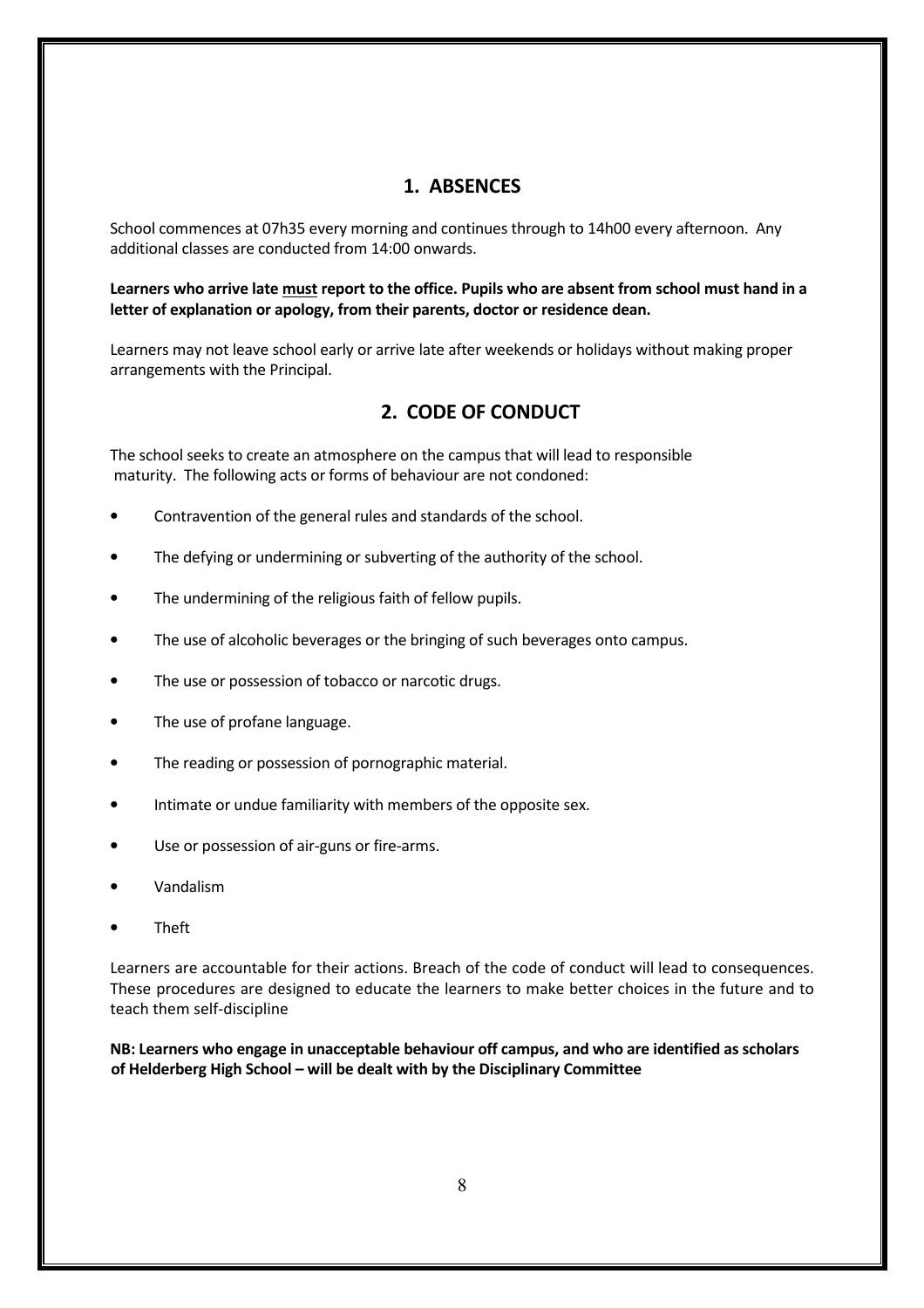## 1. ABSENCES

School commences at 07h35 every morning and continues through to 14h00 every afternoon. Any additional classes are conducted from 14:00 onwards.

**Learners who arrive late <u>must</u> report to the office. Pupils who are absent from school must hand in a letter of explanation or apology, from their parents, doctor or residence dean.**

Learners may not leave school early or arrive late after weekends or holidays without making proper arrangements with the Principal.

## 2. CODE OF CONDUCT

The school seeks to create an atmosphere on the campus that will lead to responsible maturity. The following acts or forms of behaviour are not condoned:

- Contravention of the general rules and standards of the school.
- The defying or undermining or subverting of the authority of the school.
- The undermining of the religious faith of fellow pupils.
- The use of alcoholic beverages or the bringing of such beverages onto campus.
- The use or possession of tobacco or narcotic drugs.
- The use of profane language.
- The reading or possession of pornographic material.
- Intimate or undue familiarity with members of the opposite sex.
- Use or possession of air-guns or fire-arms.
- Vandalism
- Theft

Learners are accountable for their actions. Breach of the code of conduct will lead to consequences. These procedures are designed to educate the learners to make better choices in the future and to teach them self-discipline

**NB: Learners who engage in unacceptable behaviour off campus, and who are identified as scholars of Helderberg High School – will be dealt with by the Disciplinary Committee**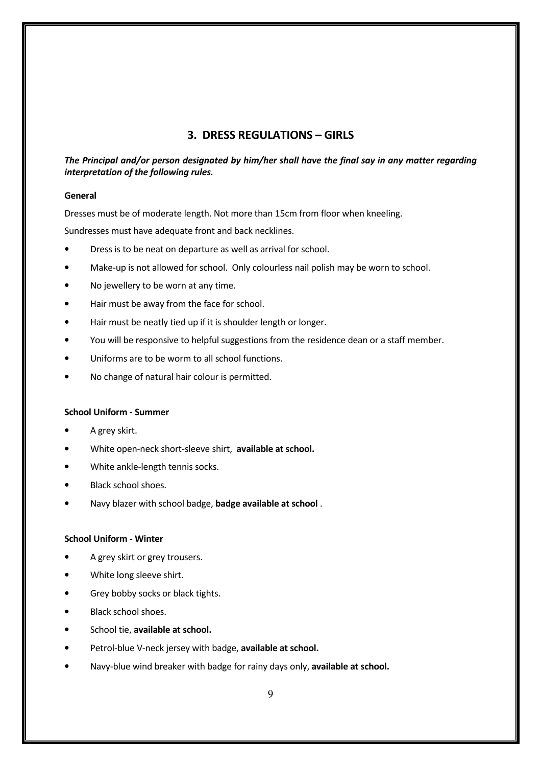## 3. DRESS REGULATIONS – GIRLS

***The Principal and/or person designated by him/her shall have the final say in any matter regarding interpretation of the following rules.***

**General**

Dresses must be of moderate length. Not more than 15cm from floor when kneeling.

Sundresses must have adequate front and back necklines.

- Dress is to be neat on departure as well as arrival for school.
- Make-up is not allowed for school. Only colourless nail polish may be worn to school.
- No jewellery to be worn at any time.
- Hair must be away from the face for school.
- Hair must be neatly tied up if it is shoulder length or longer.
- You will be responsive to helpful suggestions from the residence dean or a staff member.
- Uniforms are to be worm to all school functions.
- No change of natural hair colour is permitted.

**School Uniform - Summer**

- A grey skirt.
- White open-neck short-sleeve shirt, **available at school.**
- White ankle-length tennis socks.
- Black school shoes.
- Navy blazer with school badge, **badge available at school** .

**School Uniform - Winter**

- A grey skirt or grey trousers.
- White long sleeve shirt.
- Grey bobby socks or black tights.
- Black school shoes.
- School tie, **available at school.**
- Petrol-blue V-neck jersey with badge, **available at school.**
- Navy-blue wind breaker with badge for rainy days only, **available at school.**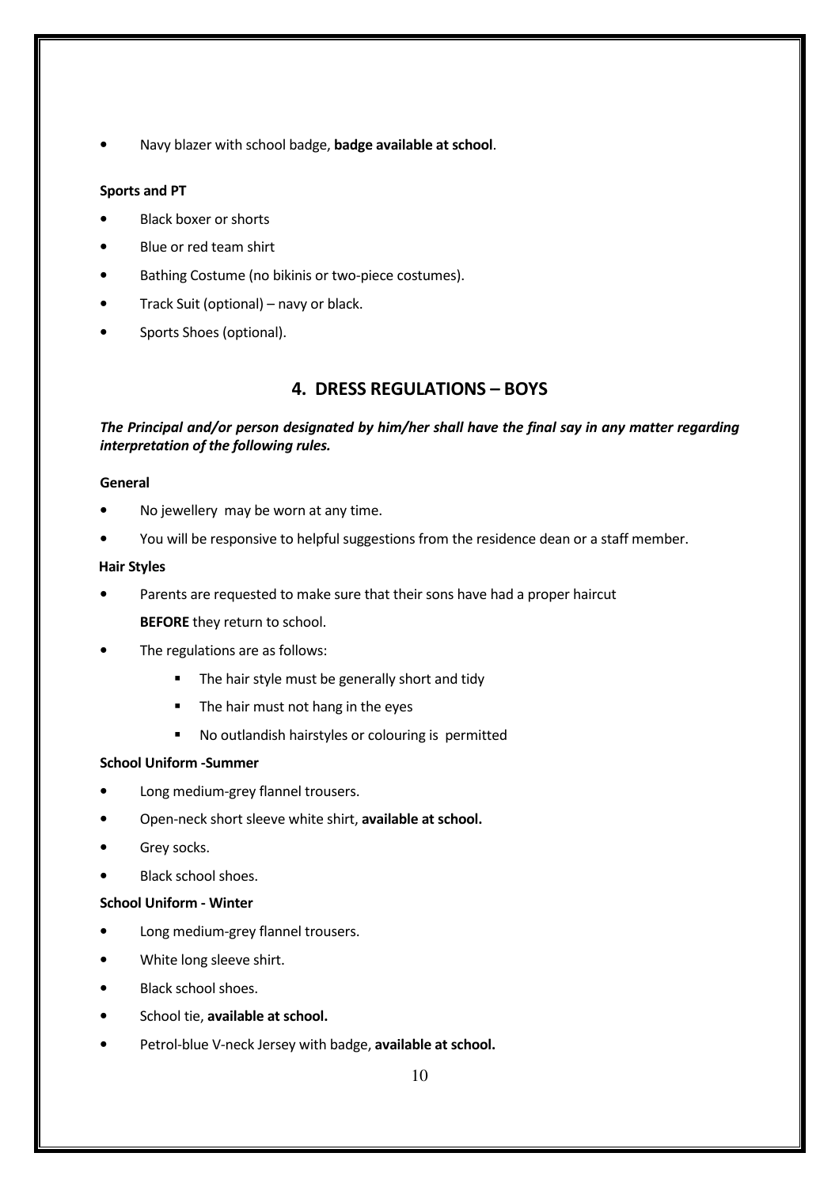- Navy blazer with school badge, **badge available at school**.

**Sports and PT**

- Black boxer or shorts
- Blue or red team shirt
- Bathing Costume (no bikinis or two-piece costumes).
- Track Suit (optional) – navy or black.
- Sports Shoes (optional).

## 4. DRESS REGULATIONS – BOYS

***The Principal and/or person designated by him/her shall have the final say in any matter regarding interpretation of the following rules.***

**General**

- No jewellery may be worn at any time.
- You will be responsive to helpful suggestions from the residence dean or a staff member.

**Hair Styles**

- Parents are requested to make sure that their sons have had a proper haircut

  **BEFORE** they return to school.

- The regulations are as follows:
  - The hair style must be generally short and tidy
  - The hair must not hang in the eyes
  - No outlandish hairstyles or colouring is permitted

**School Uniform -Summer**

- Long medium-grey flannel trousers.
- Open-neck short sleeve white shirt, **available at school.**
- Grey socks.
- Black school shoes.

**School Uniform - Winter**

- Long medium-grey flannel trousers.
- White long sleeve shirt.
- Black school shoes.
- School tie, **available at school.**
- Petrol-blue V-neck Jersey with badge, **available at school.**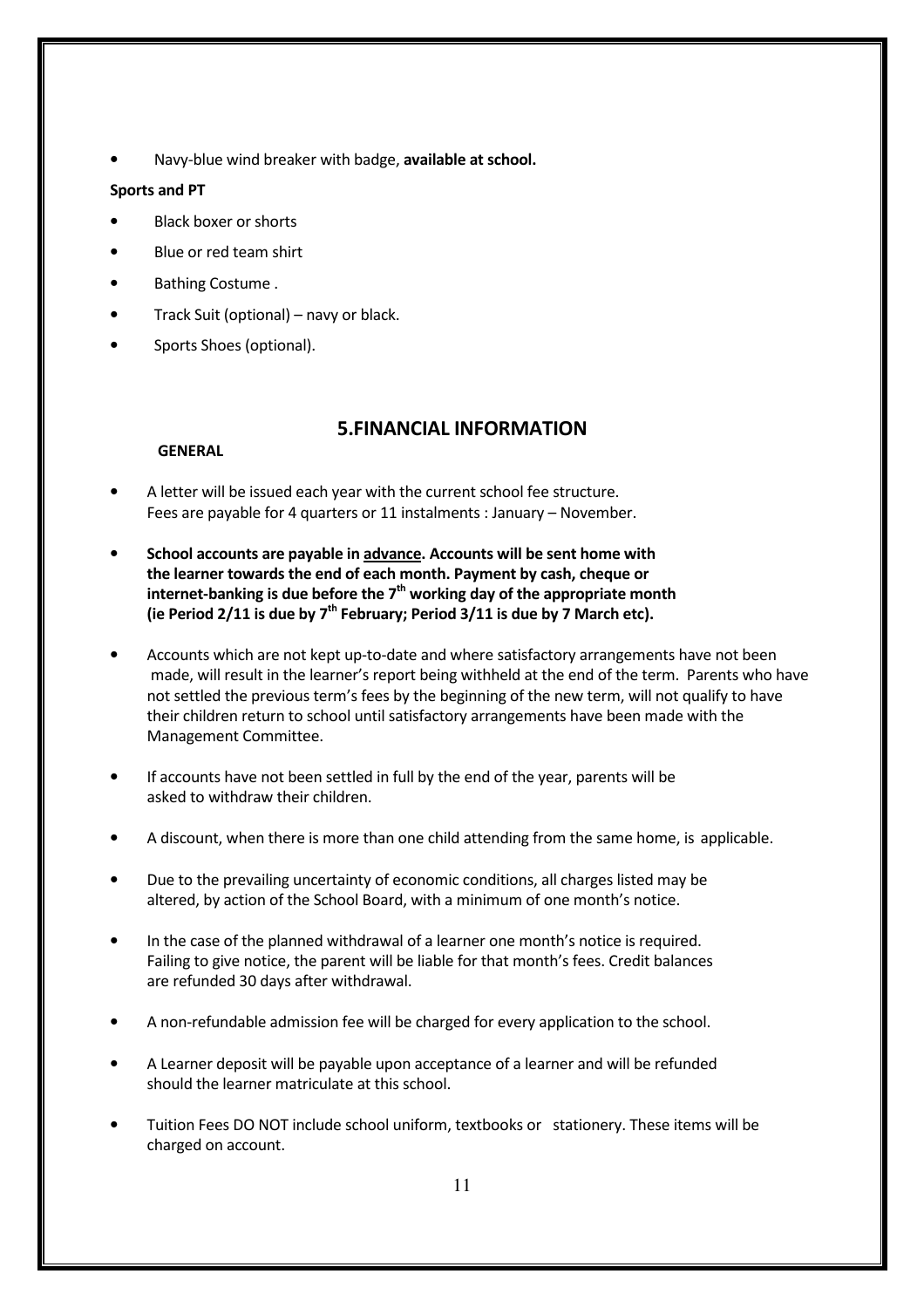- Navy-blue wind breaker with badge, **available at school.**

**Sports and PT**

- Black boxer or shorts
- Blue or red team shirt
- Bathing Costume .
- Track Suit (optional) – navy or black.
- Sports Shoes (optional).

## 5.FINANCIAL INFORMATION

**GENERAL**

- A letter will be issued each year with the current school fee structure. Fees are payable for 4 quarters or 11 instalments : January – November.
- **School accounts are payable in <u>advance</u>. Accounts will be sent home with the learner towards the end of each month. Payment by cash, cheque or internet-banking is due before the 7th working day of the appropriate month (ie Period 2/11 is due by 7th February; Period 3/11 is due by 7 March etc).**
- Accounts which are not kept up-to-date and where satisfactory arrangements have not been made, will result in the learner's report being withheld at the end of the term. Parents who have not settled the previous term's fees by the beginning of the new term, will not qualify to have their children return to school until satisfactory arrangements have been made with the Management Committee.
- If accounts have not been settled in full by the end of the year, parents will be asked to withdraw their children.
- A discount, when there is more than one child attending from the same home, is applicable.
- Due to the prevailing uncertainty of economic conditions, all charges listed may be altered, by action of the School Board, with a minimum of one month's notice.
- In the case of the planned withdrawal of a learner one month's notice is required. Failing to give notice, the parent will be liable for that month's fees. Credit balances are refunded 30 days after withdrawal.
- A non-refundable admission fee will be charged for every application to the school.
- A Learner deposit will be payable upon acceptance of a learner and will be refunded should the learner matriculate at this school.
- Tuition Fees DO NOT include school uniform, textbooks or stationery. These items will be charged on account.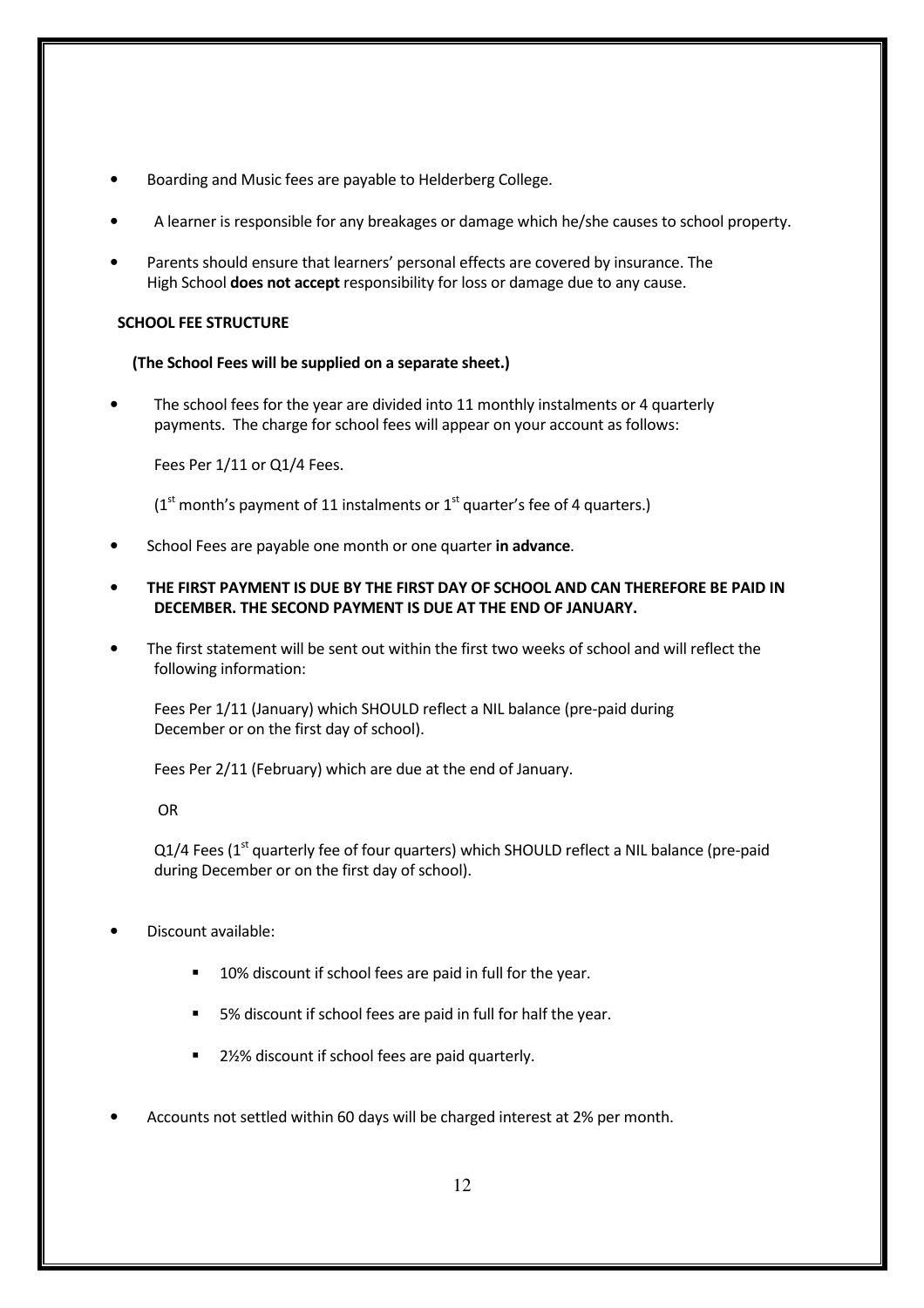- Boarding and Music fees are payable to Helderberg College.
- A learner is responsible for any breakages or damage which he/she causes to school property.
- Parents should ensure that learners' personal effects are covered by insurance. The High School **does not accept** responsibility for loss or damage due to any cause.

**SCHOOL FEE STRUCTURE**

**(The School Fees will be supplied on a separate sheet.)**

- The school fees for the year are divided into 11 monthly instalments or 4 quarterly payments. The charge for school fees will appear on your account as follows:

  Fees Per 1/11 or Q1/4 Fees.

  (1st month's payment of 11 instalments or 1st quarter's fee of 4 quarters.)

- School Fees are payable one month or one quarter **in advance**.
- **THE FIRST PAYMENT IS DUE BY THE FIRST DAY OF SCHOOL AND CAN THEREFORE BE PAID IN DECEMBER. THE SECOND PAYMENT IS DUE AT THE END OF JANUARY.**
- The first statement will be sent out within the first two weeks of school and will reflect the following information:

  Fees Per 1/11 (January) which SHOULD reflect a NIL balance (pre-paid during December or on the first day of school).

  Fees Per 2/11 (February) which are due at the end of January.

  OR

  Q1/4 Fees (1st quarterly fee of four quarters) which SHOULD reflect a NIL balance (pre-paid during December or on the first day of school).

- Discount available:
  - 10% discount if school fees are paid in full for the year.
  - 5% discount if school fees are paid in full for half the year.
  - 2½% discount if school fees are paid quarterly.
- Accounts not settled within 60 days will be charged interest at 2% per month.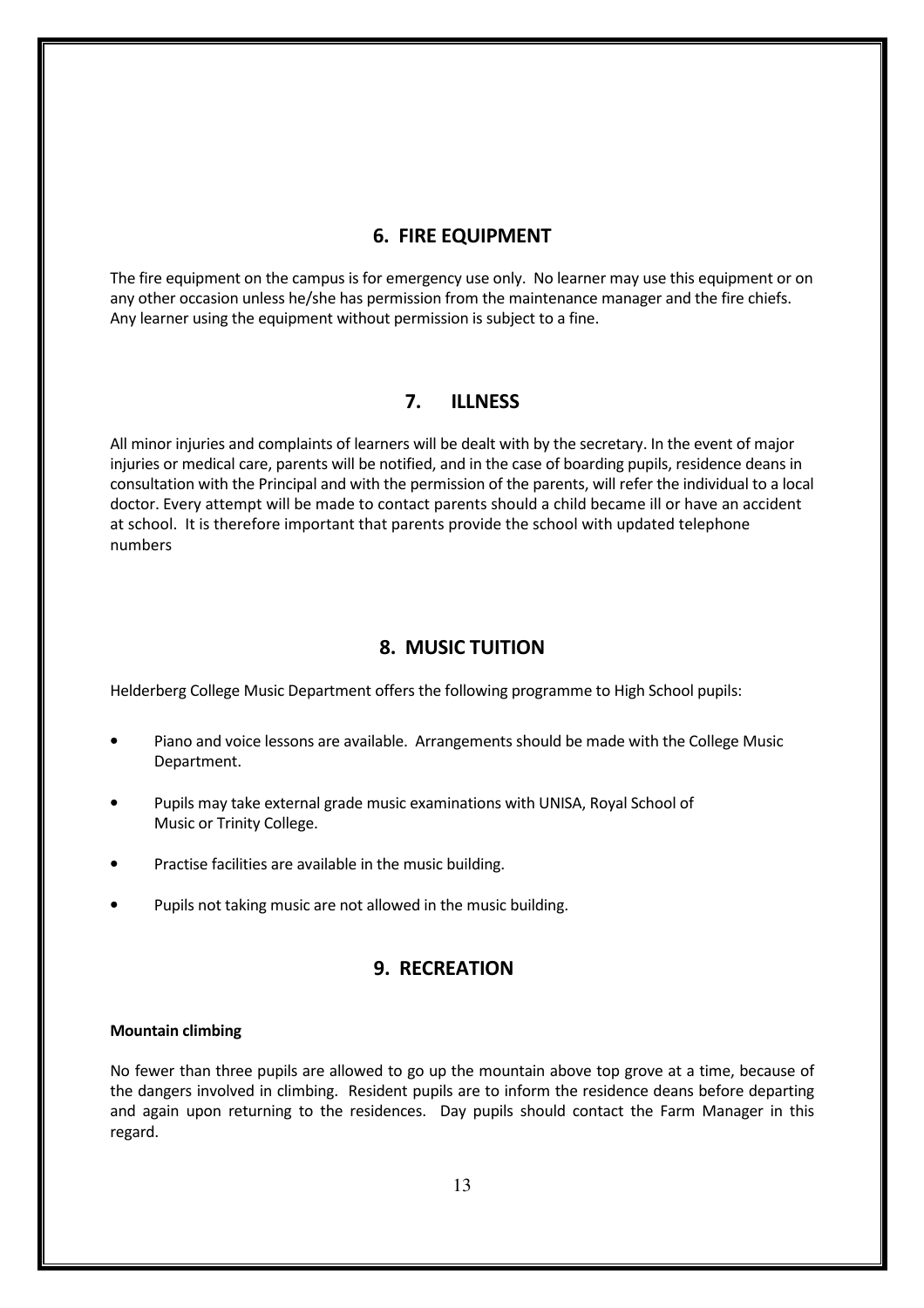## 6. FIRE EQUIPMENT

The fire equipment on the campus is for emergency use only. No learner may use this equipment or on any other occasion unless he/she has permission from the maintenance manager and the fire chiefs. Any learner using the equipment without permission is subject to a fine.

## 7. ILLNESS

All minor injuries and complaints of learners will be dealt with by the secretary. In the event of major injuries or medical care, parents will be notified, and in the case of boarding pupils, residence deans in consultation with the Principal and with the permission of the parents, will refer the individual to a local doctor. Every attempt will be made to contact parents should a child became ill or have an accident at school. It is therefore important that parents provide the school with updated telephone numbers

## 8. MUSIC TUITION

Helderberg College Music Department offers the following programme to High School pupils:

- Piano and voice lessons are available. Arrangements should be made with the College Music Department.
- Pupils may take external grade music examinations with UNISA, Royal School of Music or Trinity College.
- Practise facilities are available in the music building.
- Pupils not taking music are not allowed in the music building.

## 9. RECREATION

**Mountain climbing**

No fewer than three pupils are allowed to go up the mountain above top grove at a time, because of the dangers involved in climbing. Resident pupils are to inform the residence deans before departing and again upon returning to the residences. Day pupils should contact the Farm Manager in this regard.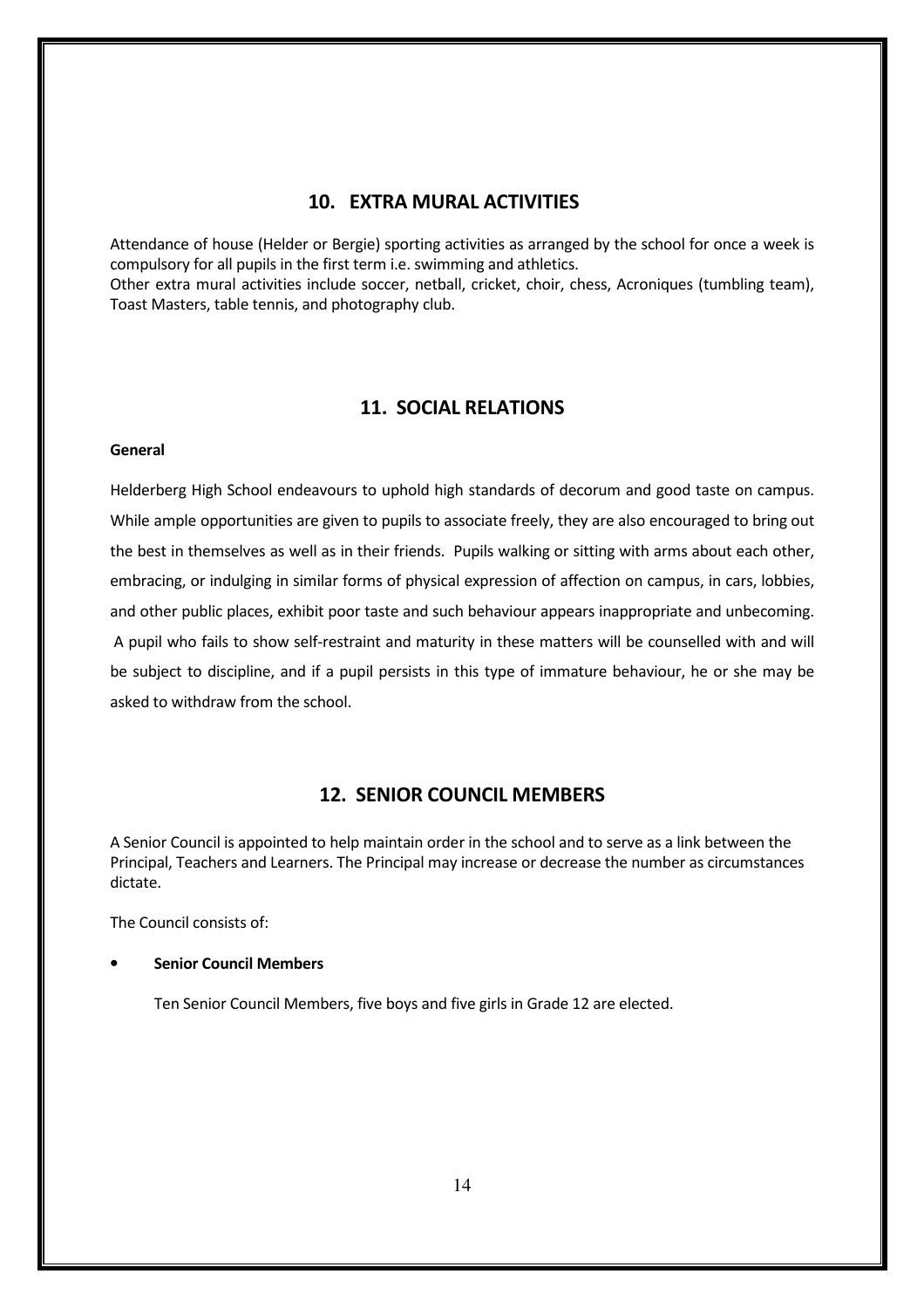## 10. EXTRA MURAL ACTIVITIES

Attendance of house (Helder or Bergie) sporting activities as arranged by the school for once a week is compulsory for all pupils in the first term i.e. swimming and athletics.
Other extra mural activities include soccer, netball, cricket, choir, chess, Acroniques (tumbling team), Toast Masters, table tennis, and photography club.

## 11. SOCIAL RELATIONS

**General**

Helderberg High School endeavours to uphold high standards of decorum and good taste on campus. While ample opportunities are given to pupils to associate freely, they are also encouraged to bring out the best in themselves as well as in their friends. Pupils walking or sitting with arms about each other, embracing, or indulging in similar forms of physical expression of affection on campus, in cars, lobbies, and other public places, exhibit poor taste and such behaviour appears inappropriate and unbecoming. A pupil who fails to show self-restraint and maturity in these matters will be counselled with and will be subject to discipline, and if a pupil persists in this type of immature behaviour, he or she may be asked to withdraw from the school.

## 12. SENIOR COUNCIL MEMBERS

A Senior Council is appointed to help maintain order in the school and to serve as a link between the Principal, Teachers and Learners. The Principal may increase or decrease the number as circumstances dictate.

The Council consists of:

- **Senior Council Members**

  Ten Senior Council Members, five boys and five girls in Grade 12 are elected.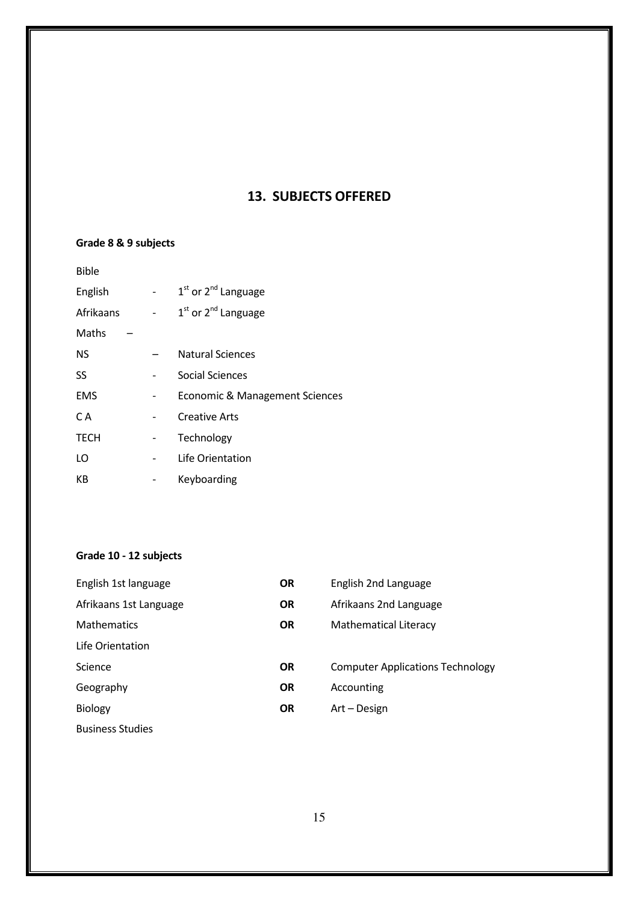## 13. SUBJECTS OFFERED

**Grade 8 & 9 subjects**

| | | |
|---|---|---|
| Bible | | |
| English | - | 1st or 2nd Language |
| Afrikaans | - | 1st or 2nd Language |
| Maths – | | |
| NS | – | Natural Sciences |
| SS | - | Social Sciences |
| EMS | - | Economic & Management Sciences |
| C A | - | Creative Arts |
| TECH | - | Technology |
| LO | - | Life Orientation |
| KB | - | Keyboarding |

**Grade 10 - 12 subjects**

| | | |
|---|---|---|
| English 1st language | **OR** | English 2nd Language |
| Afrikaans 1st Language | **OR** | Afrikaans 2nd Language |
| Mathematics | **OR** | Mathematical Literacy |
| Life Orientation | | |
| Science | **OR** | Computer Applications Technology |
| Geography | **OR** | Accounting |
| Biology | **OR** | Art – Design |
| Business Studies | | |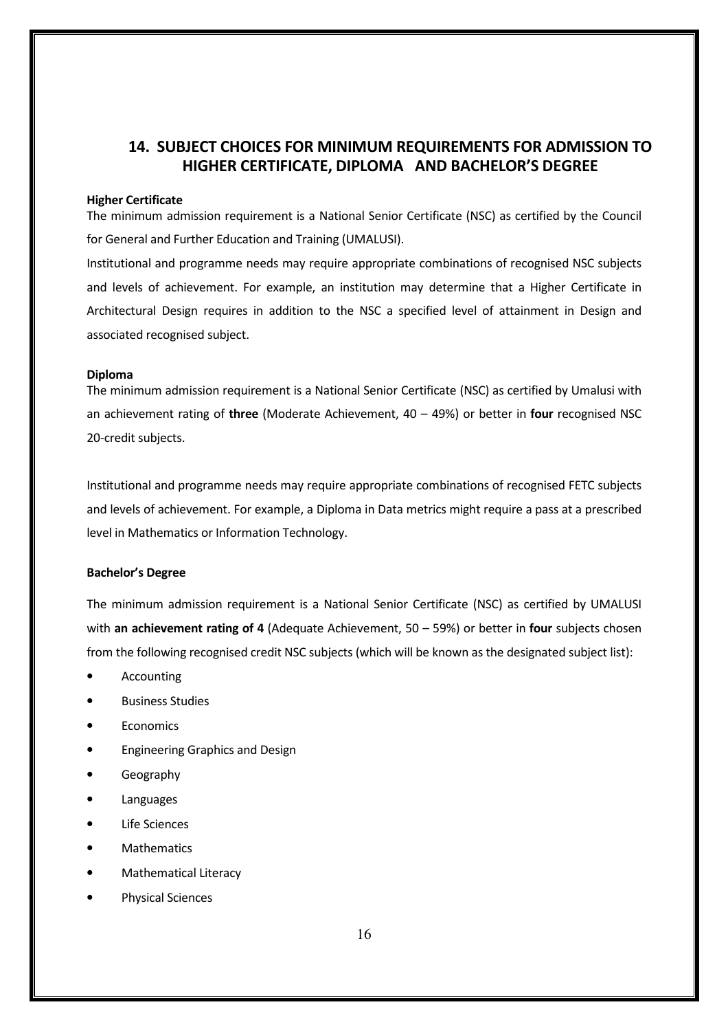## 14. SUBJECT CHOICES FOR MINIMUM REQUIREMENTS FOR ADMISSION TO HIGHER CERTIFICATE, DIPLOMA AND BACHELOR'S DEGREE

**Higher Certificate**

The minimum admission requirement is a National Senior Certificate (NSC) as certified by the Council for General and Further Education and Training (UMALUSI).

Institutional and programme needs may require appropriate combinations of recognised NSC subjects and levels of achievement. For example, an institution may determine that a Higher Certificate in Architectural Design requires in addition to the NSC a specified level of attainment in Design and associated recognised subject.

**Diploma**

The minimum admission requirement is a National Senior Certificate (NSC) as certified by Umalusi with an achievement rating of **three** (Moderate Achievement, 40 – 49%) or better in **four** recognised NSC 20-credit subjects.

Institutional and programme needs may require appropriate combinations of recognised FETC subjects and levels of achievement. For example, a Diploma in Data metrics might require a pass at a prescribed level in Mathematics or Information Technology.

**Bachelor's Degree**

The minimum admission requirement is a National Senior Certificate (NSC) as certified by UMALUSI with **an achievement rating of 4** (Adequate Achievement, 50 – 59%) or better in **four** subjects chosen from the following recognised credit NSC subjects (which will be known as the designated subject list):

- Accounting
- Business Studies
- Economics
- Engineering Graphics and Design
- Geography
- Languages
- Life Sciences
- Mathematics
- Mathematical Literacy
- Physical Sciences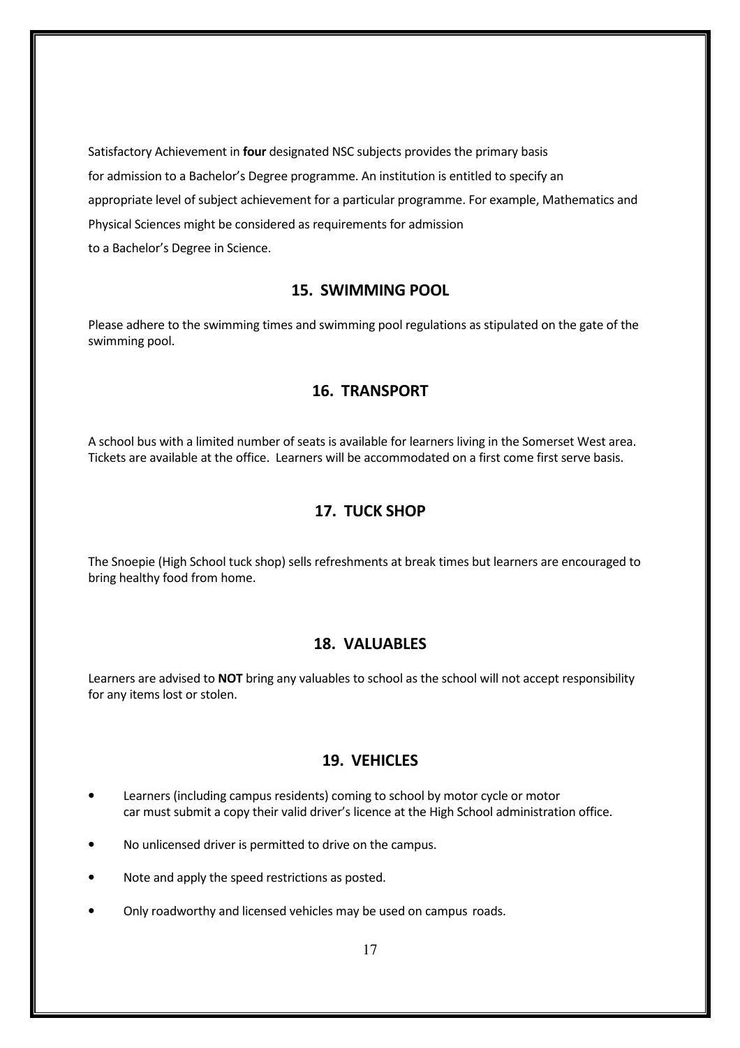Satisfactory Achievement in **four** designated NSC subjects provides the primary basis for admission to a Bachelor's Degree programme. An institution is entitled to specify an appropriate level of subject achievement for a particular programme. For example, Mathematics and Physical Sciences might be considered as requirements for admission to a Bachelor's Degree in Science.

## 15. SWIMMING POOL

Please adhere to the swimming times and swimming pool regulations as stipulated on the gate of the swimming pool.

## 16. TRANSPORT

A school bus with a limited number of seats is available for learners living in the Somerset West area. Tickets are available at the office. Learners will be accommodated on a first come first serve basis.

## 17. TUCK SHOP

The Snoepie (High School tuck shop) sells refreshments at break times but learners are encouraged to bring healthy food from home.

## 18. VALUABLES

Learners are advised to **NOT** bring any valuables to school as the school will not accept responsibility for any items lost or stolen.

## 19. VEHICLES

- Learners (including campus residents) coming to school by motor cycle or motor car must submit a copy their valid driver's licence at the High School administration office.
- No unlicensed driver is permitted to drive on the campus.
- Note and apply the speed restrictions as posted.
- Only roadworthy and licensed vehicles may be used on campus roads.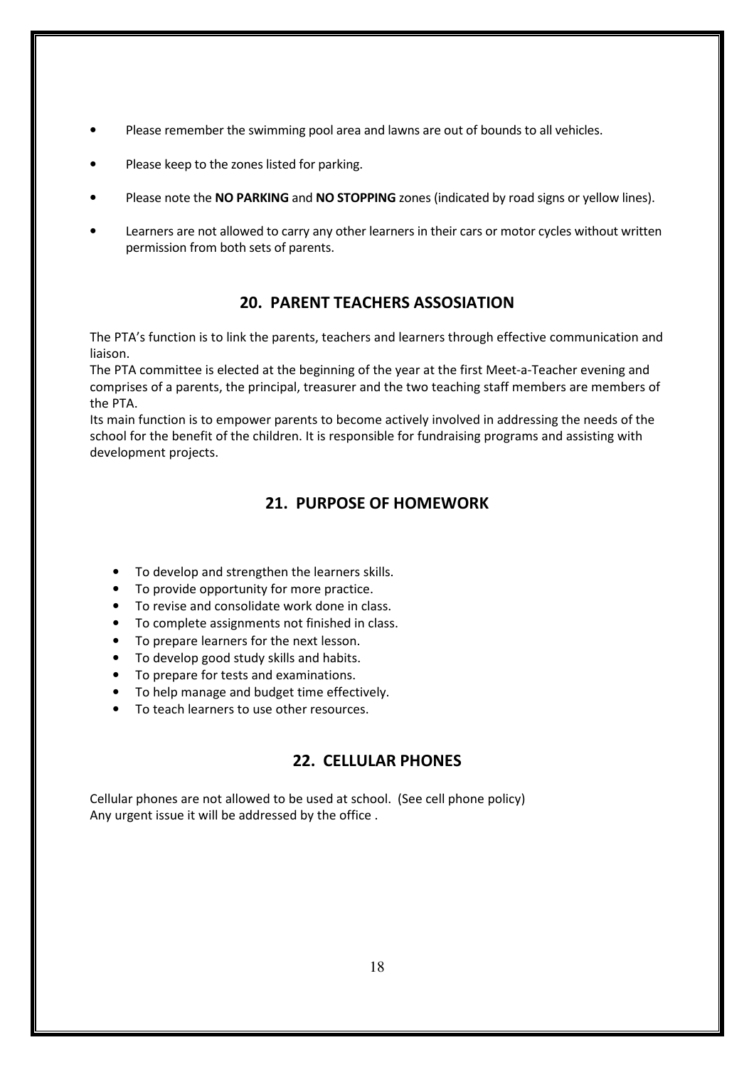- Please remember the swimming pool area and lawns are out of bounds to all vehicles.
- Please keep to the zones listed for parking.
- Please note the **NO PARKING** and **NO STOPPING** zones (indicated by road signs or yellow lines).
- Learners are not allowed to carry any other learners in their cars or motor cycles without written permission from both sets of parents.

## 20. PARENT TEACHERS ASSOSIATION

The PTA's function is to link the parents, teachers and learners through effective communication and liaison.
The PTA committee is elected at the beginning of the year at the first Meet-a-Teacher evening and comprises of a parents, the principal, treasurer and the two teaching staff members are members of the PTA.
Its main function is to empower parents to become actively involved in addressing the needs of the school for the benefit of the children. It is responsible for fundraising programs and assisting with development projects.

## 21. PURPOSE OF HOMEWORK

- To develop and strengthen the learners skills.
- To provide opportunity for more practice.
- To revise and consolidate work done in class.
- To complete assignments not finished in class.
- To prepare learners for the next lesson.
- To develop good study skills and habits.
- To prepare for tests and examinations.
- To help manage and budget time effectively.
- To teach learners to use other resources.

## 22. CELLULAR PHONES

Cellular phones are not allowed to be used at school. (See cell phone policy)
Any urgent issue it will be addressed by the office .